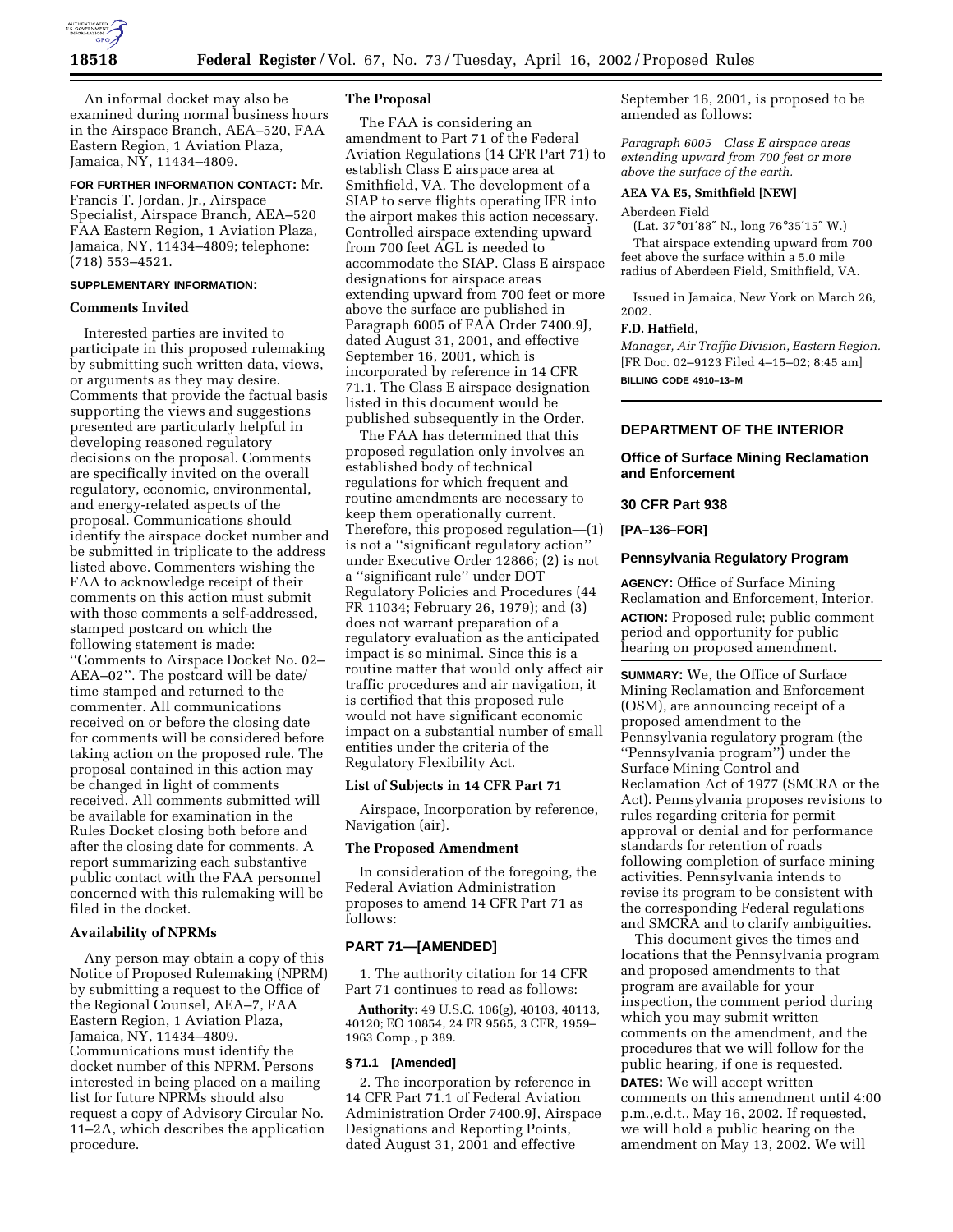An informal docket may also be examined during normal business hours in the Airspace Branch, AEA–520, FAA Eastern Region, 1 Aviation Plaza, Jamaica, NY, 11434–4809.

**FOR FURTHER INFORMATION CONTACT:** Mr. Francis T. Jordan, Jr., Airspace Specialist, Airspace Branch, AEA–520 FAA Eastern Region, 1 Aviation Plaza, Jamaica, NY, 11434–4809; telephone: (718) 553–4521.

**SUPPLEMENTARY INFORMATION:**

### Comments Invited

Interested parties are invited to participate in this proposed rulemaking by submitting such written data, views, or arguments as they may desire. Comments that provide the factual basis supporting the views and suggestions presented are particularly helpful in developing reasoned regulatory decisions on the proposal. Comments are specifically invited on the overall regulatory, economic, environmental, and energy-related aspects of the proposal. Communications should identify the airspace docket number and be submitted in triplicate to the address listed above. Commenters wishing the FAA to acknowledge receipt of their comments on this action must submit with those comments a self-addressed, stamped postcard on which the following statement is made: ''Comments to Airspace Docket No. 02–AEA–02''. The postcard will be date/time stamped and returned to the commenter. All communications received on or before the closing date for comments will be considered before taking action on the proposed rule. The proposal contained in this action may be changed in light of comments received. All comments submitted will be available for examination in the Rules Docket closing both before and after the closing date for comments. A report summarizing each substantive public contact with the FAA personnel concerned with this rulemaking will be filed in the docket.

### Availability of NPRMs

Any person may obtain a copy of this Notice of Proposed Rulemaking (NPRM) by submitting a request to the Office of the Regional Counsel, AEA–7, FAA Eastern Region, 1 Aviation Plaza, Jamaica, NY, 11434–4809. Communications must identify the docket number of this NPRM. Persons interested in being placed on a mailing list for future NPRMs should also request a copy of Advisory Circular No. 11–2A, which describes the application procedure.

### The Proposal

The FAA is considering an amendment to Part 71 of the Federal Aviation Regulations (14 CFR Part 71) to establish Class E airspace area at Smithfield, VA. The development of a SIAP to serve flights operating IFR into the airport makes this action necessary. Controlled airspace extending upward from 700 feet AGL is needed to accommodate the SIAP. Class E airspace designations for airspace areas extending upward from 700 feet or more above the surface are published in Paragraph 6005 of FAA Order 7400.9J, dated August 31, 2001, and effective September 16, 2001, which is incorporated by reference in 14 CFR 71.1. The Class E airspace designation listed in this document would be published subsequently in the Order.

The FAA has determined that this proposed regulation only involves an established body of technical regulations for which frequent and routine amendments are necessary to keep them operationally current. Therefore, this proposed regulation—(1) is not a ''significant regulatory action'' under Executive Order 12866; (2) is not a ''significant rule'' under DOT Regulatory Policies and Procedures (44 FR 11034; February 26, 1979); and (3) does not warrant preparation of a regulatory evaluation as the anticipated impact is so minimal. Since this is a routine matter that would only affect air traffic procedures and air navigation, it is certified that this proposed rule would not have significant economic impact on a substantial number of small entities under the criteria of the Regulatory Flexibility Act.

### List of Subjects in 14 CFR Part 71

Airspace, Incorporation by reference, Navigation (air).

### The Proposed Amendment

In consideration of the foregoing, the Federal Aviation Administration proposes to amend 14 CFR Part 71 as follows:

## PART 71—[AMENDED]

1. The authority citation for 14 CFR Part 71 continues to read as follows:

**Authority:** 49 U.S.C. 106(g), 40103, 40113, 40120; EO 10854, 24 FR 9565, 3 CFR, 1959–1963 Comp., p 389.

### § 71.1 [Amended]

2. The incorporation by reference in 14 CFR Part 71.1 of Federal Aviation Administration Order 7400.9J, Airspace Designations and Reporting Points, dated August 31, 2001 and effective September 16, 2001, is proposed to be amended as follows:

*Paragraph 6005 Class E airspace areas extending upward from 700 feet or more above the surface of the earth.*

**AEA VA E5, Smithfield [NEW]**

Aberdeen Field

(Lat. 37°01′88″ N., long 76°35′15″ W.)

That airspace extending upward from 700 feet above the surface within a 5.0 mile radius of Aberdeen Field, Smithfield, VA.

Issued in Jamaica, New York on March 26, 2002.

**F.D. Hatfield,**

*Manager, Air Traffic Division, Eastern Region.*

[FR Doc. 02–9123 Filed 4–15–02; 8:45 am]

**BILLING CODE 4910–13–M**

## DEPARTMENT OF THE INTERIOR

## Office of Surface Mining Reclamation and Enforcement

## 30 CFR Part 938

**[PA–136–FOR]**

## Pennsylvania Regulatory Program

**AGENCY:** Office of Surface Mining Reclamation and Enforcement, Interior.

**ACTION:** Proposed rule; public comment period and opportunity for public hearing on proposed amendment.

**SUMMARY:** We, the Office of Surface Mining Reclamation and Enforcement (OSM), are announcing receipt of a proposed amendment to the Pennsylvania regulatory program (the ''Pennsylvania program'') under the Surface Mining Control and Reclamation Act of 1977 (SMCRA or the Act). Pennsylvania proposes revisions to rules regarding criteria for permit approval or denial and for performance standards for retention of roads following completion of surface mining activities. Pennsylvania intends to revise its program to be consistent with the corresponding Federal regulations and SMCRA and to clarify ambiguities.

This document gives the times and locations that the Pennsylvania program and proposed amendments to that program are available for your inspection, the comment period during which you may submit written comments on the amendment, and the procedures that we will follow for the public hearing, if one is requested.

**DATES:** We will accept written comments on this amendment until 4:00 p.m.,e.d.t., May 16, 2002. If requested, we will hold a public hearing on the amendment on May 13, 2002. We will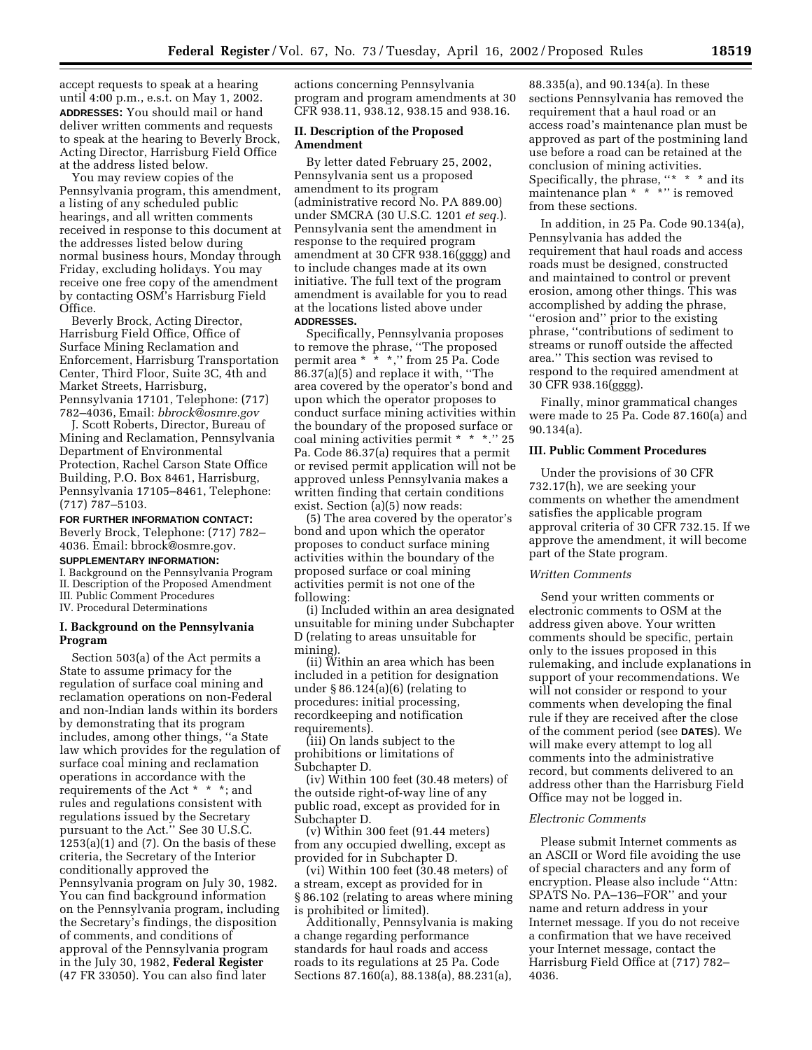accept requests to speak at a hearing until 4:00 p.m., e.s.t. on May 1, 2002.

**ADDRESSES:** You should mail or hand deliver written comments and requests to speak at the hearing to Beverly Brock, Acting Director, Harrisburg Field Office at the address listed below.

You may review copies of the Pennsylvania program, this amendment, a listing of any scheduled public hearings, and all written comments received in response to this document at the addresses listed below during normal business hours, Monday through Friday, excluding holidays. You may receive one free copy of the amendment by contacting OSM's Harrisburg Field Office.

Beverly Brock, Acting Director, Harrisburg Field Office, Office of Surface Mining Reclamation and Enforcement, Harrisburg Transportation Center, Third Floor, Suite 3C, 4th and Market Streets, Harrisburg, Pennsylvania 17101, Telephone: (717) 782–4036, Email: *bbrock@osmre.gov*

J. Scott Roberts, Director, Bureau of Mining and Reclamation, Pennsylvania Department of Environmental Protection, Rachel Carson State Office Building, P.O. Box 8461, Harrisburg, Pennsylvania 17105–8461, Telephone: (717) 787–5103.

**FOR FURTHER INFORMATION CONTACT:** Beverly Brock, Telephone: (717) 782–4036. Email: bbrock@osmre.gov.

**SUPPLEMENTARY INFORMATION:**

I. Background on the Pennsylvania Program
II. Description of the Proposed Amendment
III. Public Comment Procedures
IV. Procedural Determinations

## I. Background on the Pennsylvania Program

Section 503(a) of the Act permits a State to assume primacy for the regulation of surface coal mining and reclamation operations on non-Federal and non-Indian lands within its borders by demonstrating that its program includes, among other things, "a State law which provides for the regulation of surface coal mining and reclamation operations in accordance with the requirements of the Act * * *; and rules and regulations consistent with regulations issued by the Secretary pursuant to the Act." See 30 U.S.C. 1253(a)(1) and (7). On the basis of these criteria, the Secretary of the Interior conditionally approved the Pennsylvania program on July 30, 1982. You can find background information on the Pennsylvania program, including the Secretary's findings, the disposition of comments, and conditions of approval of the Pennsylvania program in the July 30, 1982, **Federal Register** (47 FR 33050). You can also find later actions concerning Pennsylvania program and program amendments at 30 CFR 938.11, 938.12, 938.15 and 938.16.

## II. Description of the Proposed Amendment

By letter dated February 25, 2002, Pennsylvania sent us a proposed amendment to its program (administrative record No. PA 889.00) under SMCRA (30 U.S.C. 1201 *et seq.*). Pennsylvania sent the amendment in response to the required program amendment at 30 CFR 938.16(gggg) and to include changes made at its own initiative. The full text of the program amendment is available for you to read at the locations listed above under **ADDRESSES.**

Specifically, Pennsylvania proposes to remove the phrase, "The proposed permit area * * *," from 25 Pa. Code 86.37(a)(5) and replace it with, "The area covered by the operator's bond and upon which the operator proposes to conduct surface mining activities within the boundary of the proposed surface or coal mining activities permit * * *." 25 Pa. Code 86.37(a) requires that a permit or revised permit application will not be approved unless Pennsylvania makes a written finding that certain conditions exist. Section (a)(5) now reads:

(5) The area covered by the operator's bond and upon which the operator proposes to conduct surface mining activities within the boundary of the proposed surface or coal mining activities permit is not one of the following:

(i) Included within an area designated unsuitable for mining under Subchapter D (relating to areas unsuitable for mining).

(ii) Within an area which has been included in a petition for designation under § 86.124(a)(6) (relating to procedures: initial processing, recordkeeping and notification requirements).

(iii) On lands subject to the prohibitions or limitations of Subchapter D.

(iv) Within 100 feet (30.48 meters) of the outside right-of-way line of any public road, except as provided for in Subchapter D.

(v) Within 300 feet (91.44 meters) from any occupied dwelling, except as provided for in Subchapter D.

(vi) Within 100 feet (30.48 meters) of a stream, except as provided for in § 86.102 (relating to areas where mining is prohibited or limited).

Additionally, Pennsylvania is making a change regarding performance standards for haul roads and access roads to its regulations at 25 Pa. Code Sections 87.160(a), 88.138(a), 88.231(a), 88.335(a), and 90.134(a). In these sections Pennsylvania has removed the requirement that a haul road or an access road's maintenance plan must be approved as part of the postmining land use before a road can be retained at the conclusion of mining activities. Specifically, the phrase, "* * * and its maintenance plan * * *" is removed from these sections.

In addition, in 25 Pa. Code 90.134(a), Pennsylvania has added the requirement that haul roads and access roads must be designed, constructed and maintained to control or prevent erosion, among other things. This was accomplished by adding the phrase, "erosion and" prior to the existing phrase, "contributions of sediment to streams or runoff outside the affected area." This section was revised to respond to the required amendment at 30 CFR 938.16(gggg).

Finally, minor grammatical changes were made to 25 Pa. Code 87.160(a) and 90.134(a).

## III. Public Comment Procedures

Under the provisions of 30 CFR 732.17(h), we are seeking your comments on whether the amendment satisfies the applicable program approval criteria of 30 CFR 732.15. If we approve the amendment, it will become part of the State program.

### *Written Comments*

Send your written comments or electronic comments to OSM at the address given above. Your written comments should be specific, pertain only to the issues proposed in this rulemaking, and include explanations in support of your recommendations. We will not consider or respond to your comments when developing the final rule if they are received after the close of the comment period (see **DATES**). We will make every attempt to log all comments into the administrative record, but comments delivered to an address other than the Harrisburg Field Office may not be logged in.

### *Electronic Comments*

Please submit Internet comments as an ASCII or Word file avoiding the use of special characters and any form of encryption. Please also include "Attn: SPATS No. PA–136–FOR" and your name and return address in your Internet message. If you do not receive a confirmation that we have received your Internet message, contact the Harrisburg Field Office at (717) 782–4036.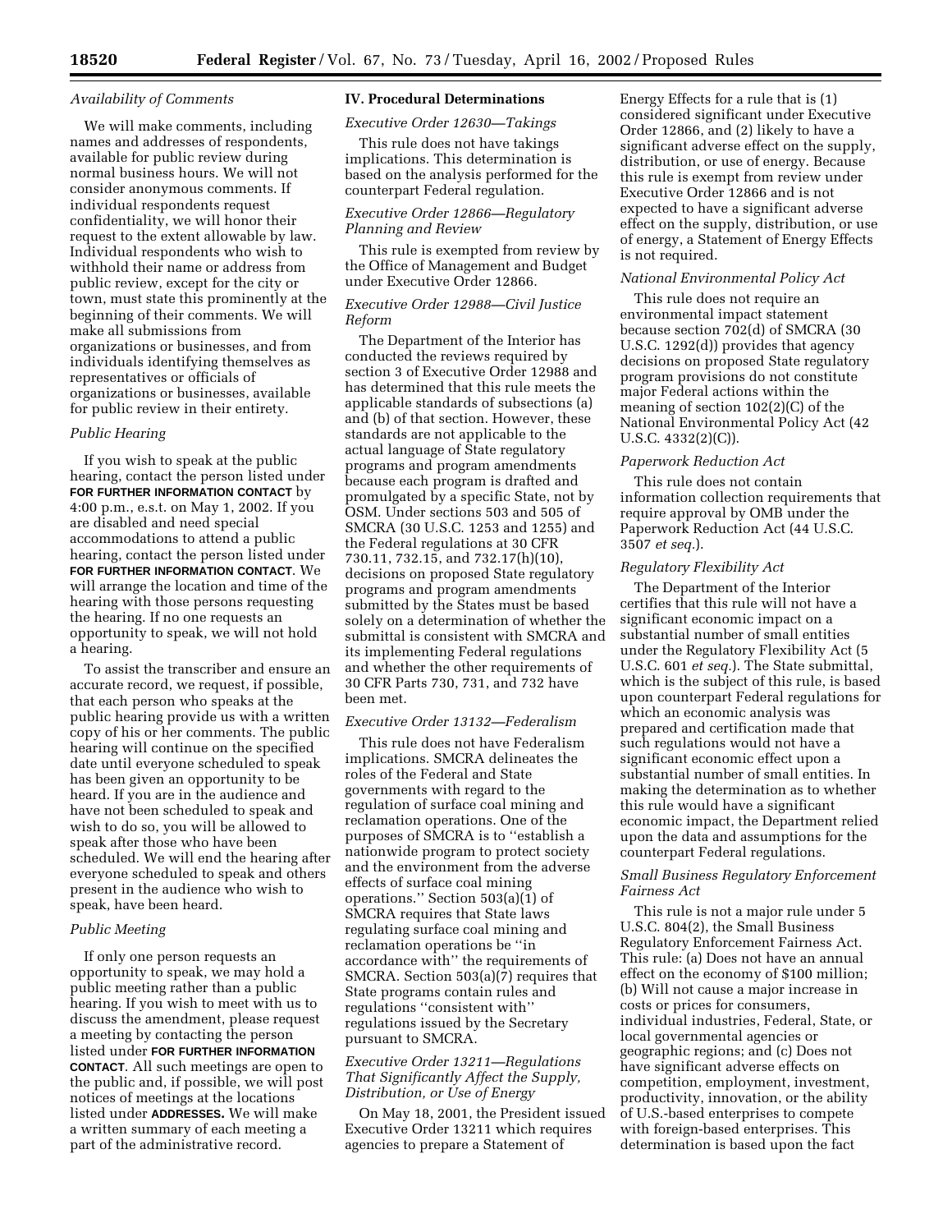*Availability of Comments*

We will make comments, including names and addresses of respondents, available for public review during normal business hours. We will not consider anonymous comments. If individual respondents request confidentiality, we will honor their request to the extent allowable by law. Individual respondents who wish to withhold their name or address from public review, except for the city or town, must state this prominently at the beginning of their comments. We will make all submissions from organizations or businesses, and from individuals identifying themselves as representatives or officials of organizations or businesses, available for public review in their entirety.

*Public Hearing*

If you wish to speak at the public hearing, contact the person listed under **FOR FURTHER INFORMATION CONTACT** by 4:00 p.m., e.s.t. on May 1, 2002. If you are disabled and need special accommodations to attend a public hearing, contact the person listed under **FOR FURTHER INFORMATION CONTACT**. We will arrange the location and time of the hearing with those persons requesting the hearing. If no one requests an opportunity to speak, we will not hold a hearing.

To assist the transcriber and ensure an accurate record, we request, if possible, that each person who speaks at the public hearing provide us with a written copy of his or her comments. The public hearing will continue on the specified date until everyone scheduled to speak has been given an opportunity to be heard. If you are in the audience and have not been scheduled to speak and wish to do so, you will be allowed to speak after those who have been scheduled. We will end the hearing after everyone scheduled to speak and others present in the audience who wish to speak, have been heard.

*Public Meeting*

If only one person requests an opportunity to speak, we may hold a public meeting rather than a public hearing. If you wish to meet with us to discuss the amendment, please request a meeting by contacting the person listed under **FOR FURTHER INFORMATION CONTACT**. All such meetings are open to the public and, if possible, we will post notices of meetings at the locations listed under **ADDRESSES.** We will make a written summary of each meeting a part of the administrative record.

## IV. Procedural Determinations

*Executive Order 12630—Takings*

This rule does not have takings implications. This determination is based on the analysis performed for the counterpart Federal regulation.

*Executive Order 12866—Regulatory Planning and Review*

This rule is exempted from review by the Office of Management and Budget under Executive Order 12866.

*Executive Order 12988—Civil Justice Reform*

The Department of the Interior has conducted the reviews required by section 3 of Executive Order 12988 and has determined that this rule meets the applicable standards of subsections (a) and (b) of that section. However, these standards are not applicable to the actual language of State regulatory programs and program amendments because each program is drafted and promulgated by a specific State, not by OSM. Under sections 503 and 505 of SMCRA (30 U.S.C. 1253 and 1255) and the Federal regulations at 30 CFR 730.11, 732.15, and 732.17(h)(10), decisions on proposed State regulatory programs and program amendments submitted by the States must be based solely on a determination of whether the submittal is consistent with SMCRA and its implementing Federal regulations and whether the other requirements of 30 CFR Parts 730, 731, and 732 have been met.

*Executive Order 13132—Federalism*

This rule does not have Federalism implications. SMCRA delineates the roles of the Federal and State governments with regard to the regulation of surface coal mining and reclamation operations. One of the purposes of SMCRA is to ''establish a nationwide program to protect society and the environment from the adverse effects of surface coal mining operations.'' Section 503(a)(1) of SMCRA requires that State laws regulating surface coal mining and reclamation operations be ''in accordance with'' the requirements of SMCRA. Section 503(a)(7) requires that State programs contain rules and regulations ''consistent with'' regulations issued by the Secretary pursuant to SMCRA.

*Executive Order 13211—Regulations That Significantly Affect the Supply, Distribution, or Use of Energy*

On May 18, 2001, the President issued Executive Order 13211 which requires agencies to prepare a Statement of Energy Effects for a rule that is (1) considered significant under Executive Order 12866, and (2) likely to have a significant adverse effect on the supply, distribution, or use of energy. Because this rule is exempt from review under Executive Order 12866 and is not expected to have a significant adverse effect on the supply, distribution, or use of energy, a Statement of Energy Effects is not required.

*National Environmental Policy Act*

This rule does not require an environmental impact statement because section 702(d) of SMCRA (30 U.S.C. 1292(d)) provides that agency decisions on proposed State regulatory program provisions do not constitute major Federal actions within the meaning of section 102(2)(C) of the National Environmental Policy Act (42 U.S.C. 4332(2)(C)).

*Paperwork Reduction Act*

This rule does not contain information collection requirements that require approval by OMB under the Paperwork Reduction Act (44 U.S.C. 3507 *et seq.*).

*Regulatory Flexibility Act*

The Department of the Interior certifies that this rule will not have a significant economic impact on a substantial number of small entities under the Regulatory Flexibility Act (5 U.S.C. 601 *et seq.*). The State submittal, which is the subject of this rule, is based upon counterpart Federal regulations for which an economic analysis was prepared and certification made that such regulations would not have a significant economic effect upon a substantial number of small entities. In making the determination as to whether this rule would have a significant economic impact, the Department relied upon the data and assumptions for the counterpart Federal regulations.

*Small Business Regulatory Enforcement Fairness Act*

This rule is not a major rule under 5 U.S.C. 804(2), the Small Business Regulatory Enforcement Fairness Act. This rule: (a) Does not have an annual effect on the economy of $100 million; (b) Will not cause a major increase in costs or prices for consumers, individual industries, Federal, State, or local governmental agencies or geographic regions; and (c) Does not have significant adverse effects on competition, employment, investment, productivity, innovation, or the ability of U.S.-based enterprises to compete with foreign-based enterprises. This determination is based upon the fact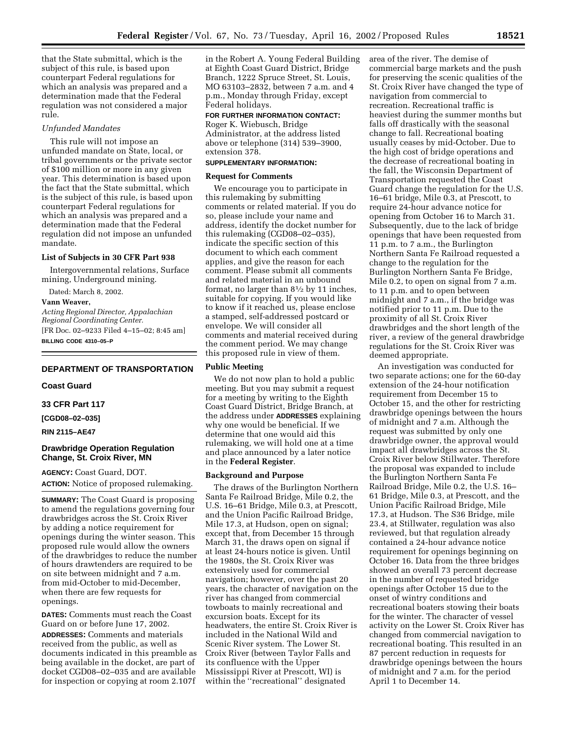that the State submittal, which is the subject of this rule, is based upon counterpart Federal regulations for which an analysis was prepared and a determination made that the Federal regulation was not considered a major rule.

*Unfunded Mandates*

This rule will not impose an unfunded mandate on State, local, or tribal governments or the private sector of $100 million or more in any given year. This determination is based upon the fact that the State submittal, which is the subject of this rule, is based upon counterpart Federal regulations for which an analysis was prepared and a determination made that the Federal regulation did not impose an unfunded mandate.

**List of Subjects in 30 CFR Part 938**

Intergovernmental relations, Surface mining, Underground mining.

Dated: March 8, 2002.

**Vann Weaver,**

*Acting Regional Director, Appalachian Regional Coordinating Center.*

[FR Doc. 02–9233 Filed 4–15–02; 8:45 am]

**BILLING CODE 4310–05–P**

## DEPARTMENT OF TRANSPORTATION

### Coast Guard

### 33 CFR Part 117

**[CGD08–02–035]**

**RIN 2115–AE47**

### Drawbridge Operation Regulation Change, St. Croix River, MN

**AGENCY:** Coast Guard, DOT.

**ACTION:** Notice of proposed rulemaking.

**SUMMARY:** The Coast Guard is proposing to amend the regulations governing four drawbridges across the St. Croix River by adding a notice requirement for openings during the winter season. This proposed rule would allow the owners of the drawbridges to reduce the number of hours drawtenders are required to be on site between midnight and 7 a.m. from mid-October to mid-December, when there are few requests for openings.

**DATES:** Comments must reach the Coast Guard on or before June 17, 2002.

**ADDRESSES:** Comments and materials received from the public, as well as documents indicated in this preamble as being available in the docket, are part of docket CGD08–02–035 and are available for inspection or copying at room 2.107f in the Robert A. Young Federal Building at Eighth Coast Guard District, Bridge Branch, 1222 Spruce Street, St. Louis, MO 63103–2832, between 7 a.m. and 4 p.m., Monday through Friday, except Federal holidays.

**FOR FURTHER INFORMATION CONTACT:** Roger K. Wiebusch, Bridge Administrator, at the address listed above or telephone (314) 539–3900, extension 378.

**SUPPLEMENTARY INFORMATION:**

**Request for Comments**

We encourage you to participate in this rulemaking by submitting comments or related material. If you do so, please include your name and address, identify the docket number for this rulemaking (CGD08–02–035), indicate the specific section of this document to which each comment applies, and give the reason for each comment. Please submit all comments and related material in an unbound format, no larger than 8½ by 11 inches, suitable for copying. If you would like to know if it reached us, please enclose a stamped, self-addressed postcard or envelope. We will consider all comments and material received during the comment period. We may change this proposed rule in view of them.

**Public Meeting**

We do not now plan to hold a public meeting. But you may submit a request for a meeting by writing to the Eighth Coast Guard District, Bridge Branch, at the address under **ADDRESSES** explaining why one would be beneficial. If we determine that one would aid this rulemaking, we will hold one at a time and place announced by a later notice in the **Federal Register**.

**Background and Purpose**

The draws of the Burlington Northern Santa Fe Railroad Bridge, Mile 0.2, the U.S. 16–61 Bridge, Mile 0.3, at Prescott, and the Union Pacific Railroad Bridge, Mile 17.3, at Hudson, open on signal; except that, from December 15 through March 31, the draws open on signal if at least 24-hours notice is given. Until the 1980s, the St. Croix River was extensively used for commercial navigation; however, over the past 20 years, the character of navigation on the river has changed from commercial towboats to mainly recreational and excursion boats. Except for its headwaters, the entire St. Croix River is included in the National Wild and Scenic River system. The Lower St. Croix River (between Taylor Falls and its confluence with the Upper Mississippi River at Prescott, WI) is within the "recreational" designated area of the river. The demise of commercial barge markets and the push for preserving the scenic qualities of the St. Croix River have changed the type of navigation from commercial to recreation. Recreational traffic is heaviest during the summer months but falls off drastically with the seasonal change to fall. Recreational boating usually ceases by mid-October. Due to the high cost of bridge operations and the decrease of recreational boating in the fall, the Wisconsin Department of Transportation requested the Coast Guard change the regulation for the U.S. 16–61 bridge, Mile 0.3, at Prescott, to require 24-hour advance notice for opening from October 16 to March 31. Subsequently, due to the lack of bridge openings that have been requested from 11 p.m. to 7 a.m., the Burlington Northern Santa Fe Railroad requested a change to the regulation for the Burlington Northern Santa Fe Bridge, Mile 0.2, to open on signal from 7 a.m. to 11 p.m. and to open between midnight and 7 a.m., if the bridge was notified prior to 11 p.m. Due to the proximity of all St. Croix River drawbridges and the short length of the river, a review of the general drawbridge regulations for the St. Croix River was deemed appropriate.

An investigation was conducted for two separate actions; one for the 60-day extension of the 24-hour notification requirement from December 15 to October 15, and the other for restricting drawbridge openings between the hours of midnight and 7 a.m. Although the request was submitted by only one drawbridge owner, the approval would impact all drawbridges across the St. Croix River below Stillwater. Therefore the proposal was expanded to include the Burlington Northern Santa Fe Railroad Bridge, Mile 0.2, the U.S. 16–61 Bridge, Mile 0.3, at Prescott, and the Union Pacific Railroad Bridge, Mile 17.3, at Hudson. The S36 Bridge, mile 23.4, at Stillwater, regulation was also reviewed, but that regulation already contained a 24-hour advance notice requirement for openings beginning on October 16. Data from the three bridges showed an overall 73 percent decrease in the number of requested bridge openings after October 15 due to the onset of wintry conditions and recreational boaters stowing their boats for the winter. The character of vessel activity on the Lower St. Croix River has changed from commercial navigation to recreational boating. This resulted in an 87 percent reduction in requests for drawbridge openings between the hours of midnight and 7 a.m. for the period April 1 to December 14.